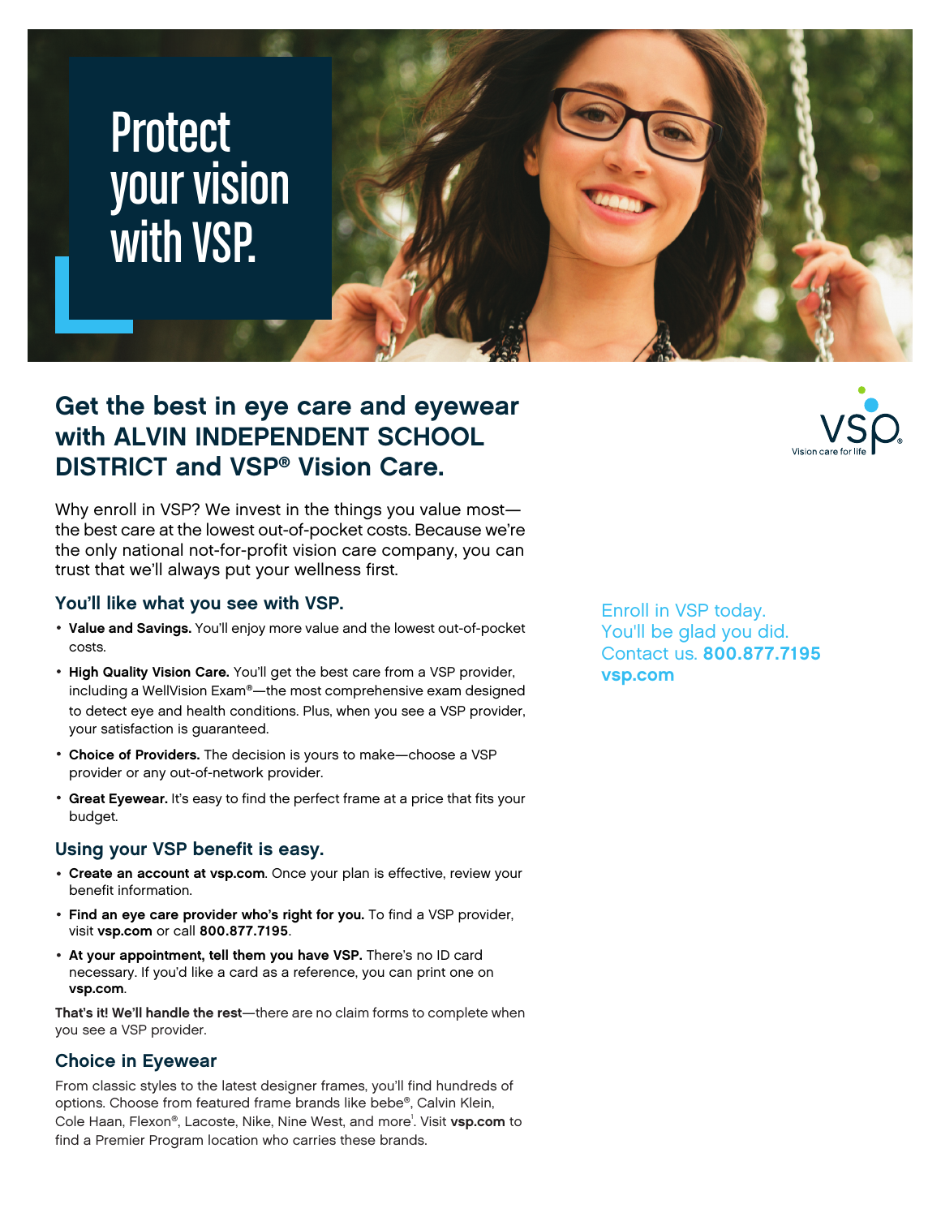# Protect your vision with VSP.

## Get the best in eye care and eyewear with ALVIN INDEPENDENT SCHOOL DISTRICT and VSP® Vision Care.

VSP. Vision care for life

Why enroll in VSP? We invest in the things you value most—the best care at the lowest out-of-pocket costs. Because we're the only national not-for-profit vision care company, you can trust that we'll always put your wellness first.

### You'll like what you see with VSP.

- **Value and Savings.** You'll enjoy more value and the lowest out-of-pocket costs.
- **High Quality Vision Care.** You'll get the best care from a VSP provider, including a WellVision Exam®—the most comprehensive exam designed to detect eye and health conditions. Plus, when you see a VSP provider, your satisfaction is guaranteed.
- **Choice of Providers.** The decision is yours to make—choose a VSP provider or any out-of-network provider.
- **Great Eyewear.** It's easy to find the perfect frame at a price that fits your budget.

### Using your VSP benefit is easy.

- **Create an account at vsp.com**. Once your plan is effective, review your benefit information.
- **Find an eye care provider who's right for you.** To find a VSP provider, visit **vsp.com** or call **800.877.7195**.
- **At your appointment, tell them you have VSP.** There's no ID card necessary. If you'd like a card as a reference, you can print one on **vsp.com**.

**That's it! We'll handle the rest**—there are no claim forms to complete when you see a VSP provider.

### Choice in Eyewear

From classic styles to the latest designer frames, you'll find hundreds of options. Choose from featured frame brands like bebe®, Calvin Klein, Cole Haan, Flexon®, Lacoste, Nike, Nine West, and more[1]. Visit **vsp.com** to find a Premier Program location who carries these brands.

Enroll in VSP today.
You'll be glad you did.
Contact us. **800.877.7195**
**vsp.com**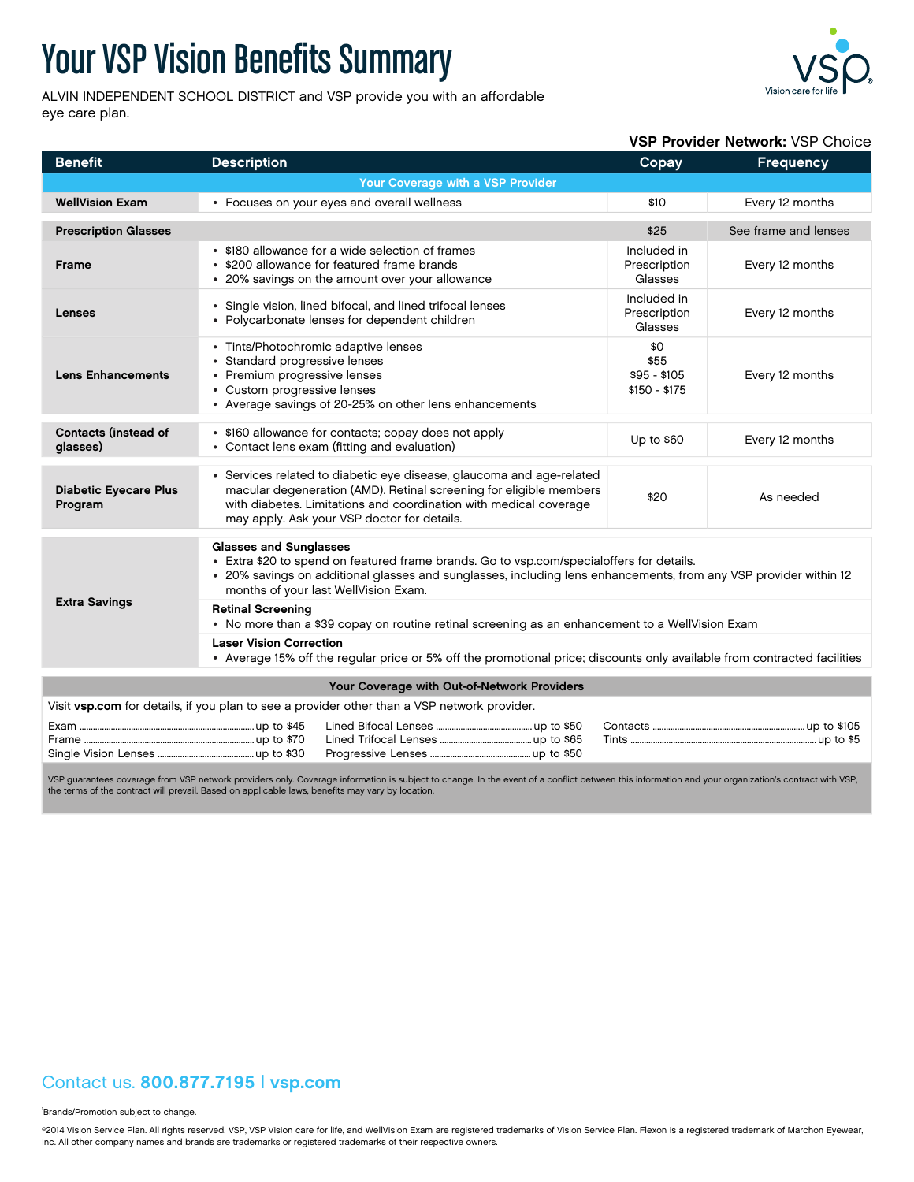# Your VSP Vision Benefits Summary

ALVIN INDEPENDENT SCHOOL DISTRICT and VSP provide you with an affordable eye care plan.

**VSP Provider Network:** VSP Choice

| Benefit | Description | Copay | Frequency |
|---|---|---|---|
| | **Your Coverage with a VSP Provider** | | |
| **WellVision Exam** | • Focuses on your eyes and overall wellness | $10 | Every 12 months |
| **Prescription Glasses** | | $25 | See frame and lenses |
| **Frame** | • $180 allowance for a wide selection of frames<br>• $200 allowance for featured frame brands<br>• 20% savings on the amount over your allowance | Included in Prescription Glasses | Every 12 months |
| **Lenses** | • Single vision, lined bifocal, and lined trifocal lenses<br>• Polycarbonate lenses for dependent children | Included in Prescription Glasses | Every 12 months |
| **Lens Enhancements** | • Tints/Photochromic adaptive lenses<br>• Standard progressive lenses<br>• Premium progressive lenses<br>• Custom progressive lenses<br>• Average savings of 20-25% on other lens enhancements | $0<br>$55<br>$95 - $105<br>$150 - $175 | Every 12 months |
| **Contacts (instead of glasses)** | • $160 allowance for contacts; copay does not apply<br>• Contact lens exam (fitting and evaluation) | Up to $60 | Every 12 months |
| **Diabetic Eyecare Plus Program** | • Services related to diabetic eye disease, glaucoma and age-related macular degeneration (AMD). Retinal screening for eligible members with diabetes. Limitations and coordination with medical coverage may apply. Ask your VSP doctor for details. | $20 | As needed |
| **Extra Savings** | **Glasses and Sunglasses**<br>• Extra $20 to spend on featured frame brands. Go to vsp.com/specialoffers for details.<br>• 20% savings on additional glasses and sunglasses, including lens enhancements, from any VSP provider within 12 months of your last WellVision Exam.<br>**Retinal Screening**<br>• No more than a $39 copay on routine retinal screening as an enhancement to a WellVision Exam<br>**Laser Vision Correction**<br>• Average 15% off the regular price or 5% off the promotional price; discounts only available from contracted facilities | | |

**Your Coverage with Out-of-Network Providers**

Visit **vsp.com** for details, if you plan to see a provider other than a VSP network provider.

| | | | | | |
|---|---|---|---|---|---|
| Exam | up to $45 | Lined Bifocal Lenses | up to $50 | Contacts | up to $105 |
| Frame | up to $70 | Lined Trifocal Lenses | up to $65 | Tints | up to $5 |
| Single Vision Lenses | up to $30 | Progressive Lenses | up to $50 | | |

VSP guarantees coverage from VSP network providers only. Coverage information is subject to change. In the event of a conflict between this information and your organization's contract with VSP, the terms of the contract will prevail. Based on applicable laws, benefits may vary by location.

Contact us. **800.877.7195** | **vsp.com**

[1]Brands/Promotion subject to change.

©2014 Vision Service Plan. All rights reserved. VSP, VSP Vision care for life, and WellVision Exam are registered trademarks of Vision Service Plan. Flexon is a registered trademark of Marchon Eyewear, Inc. All other company names and brands are trademarks or registered trademarks of their respective owners.